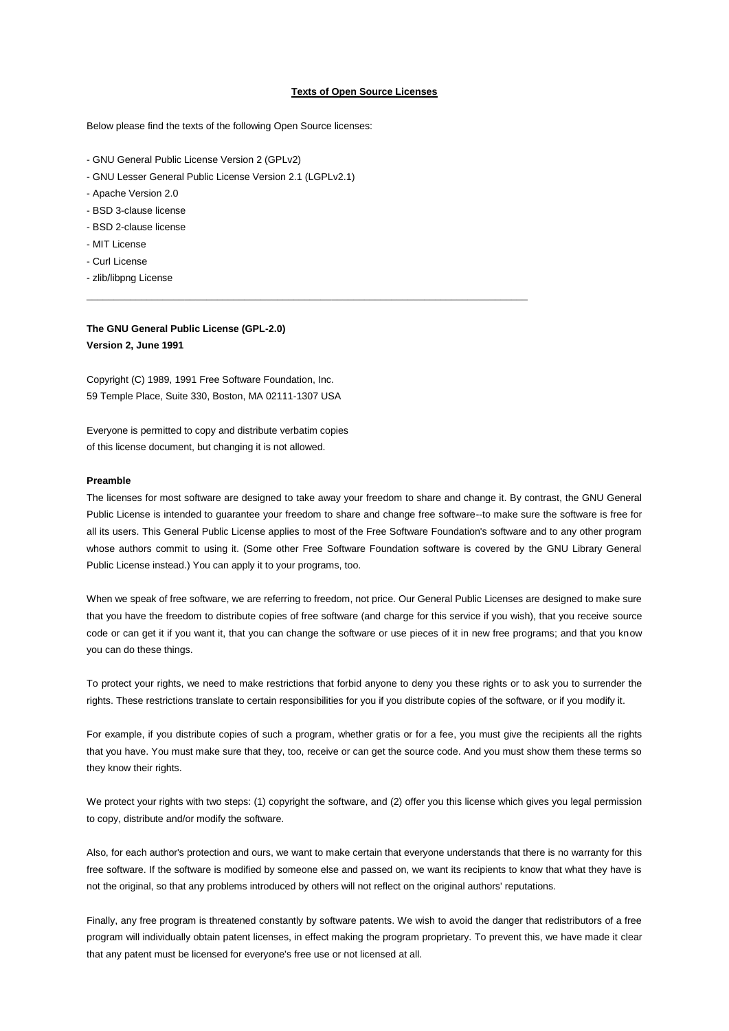# Texts of Open Source Licenses

Below please find the texts of the following Open Source licenses:

- GNU General Public License Version 2 (GPLv2)
- GNU Lesser General Public License Version 2.1 (LGPLv2.1)
- Apache Version 2.0
- BSD 3-clause license
- BSD 2-clause license
- MIT License
- Curl License
- zlib/libpng License

---

## The GNU General Public License (GPL-2.0)
**Version 2, June 1991**

Copyright (C) 1989, 1991 Free Software Foundation, Inc.
59 Temple Place, Suite 330, Boston, MA 02111-1307 USA

Everyone is permitted to copy and distribute verbatim copies
of this license document, but changing it is not allowed.

### Preamble

The licenses for most software are designed to take away your freedom to share and change it. By contrast, the GNU General Public License is intended to guarantee your freedom to share and change free software--to make sure the software is free for all its users. This General Public License applies to most of the Free Software Foundation's software and to any other program whose authors commit to using it. (Some other Free Software Foundation software is covered by the GNU Library General Public License instead.) You can apply it to your programs, too.

When we speak of free software, we are referring to freedom, not price. Our General Public Licenses are designed to make sure that you have the freedom to distribute copies of free software (and charge for this service if you wish), that you receive source code or can get it if you want it, that you can change the software or use pieces of it in new free programs; and that you know you can do these things.

To protect your rights, we need to make restrictions that forbid anyone to deny you these rights or to ask you to surrender the rights. These restrictions translate to certain responsibilities for you if you distribute copies of the software, or if you modify it.

For example, if you distribute copies of such a program, whether gratis or for a fee, you must give the recipients all the rights that you have. You must make sure that they, too, receive or can get the source code. And you must show them these terms so they know their rights.

We protect your rights with two steps: (1) copyright the software, and (2) offer you this license which gives you legal permission to copy, distribute and/or modify the software.

Also, for each author's protection and ours, we want to make certain that everyone understands that there is no warranty for this free software. If the software is modified by someone else and passed on, we want its recipients to know that what they have is not the original, so that any problems introduced by others will not reflect on the original authors' reputations.

Finally, any free program is threatened constantly by software patents. We wish to avoid the danger that redistributors of a free program will individually obtain patent licenses, in effect making the program proprietary. To prevent this, we have made it clear that any patent must be licensed for everyone's free use or not licensed at all.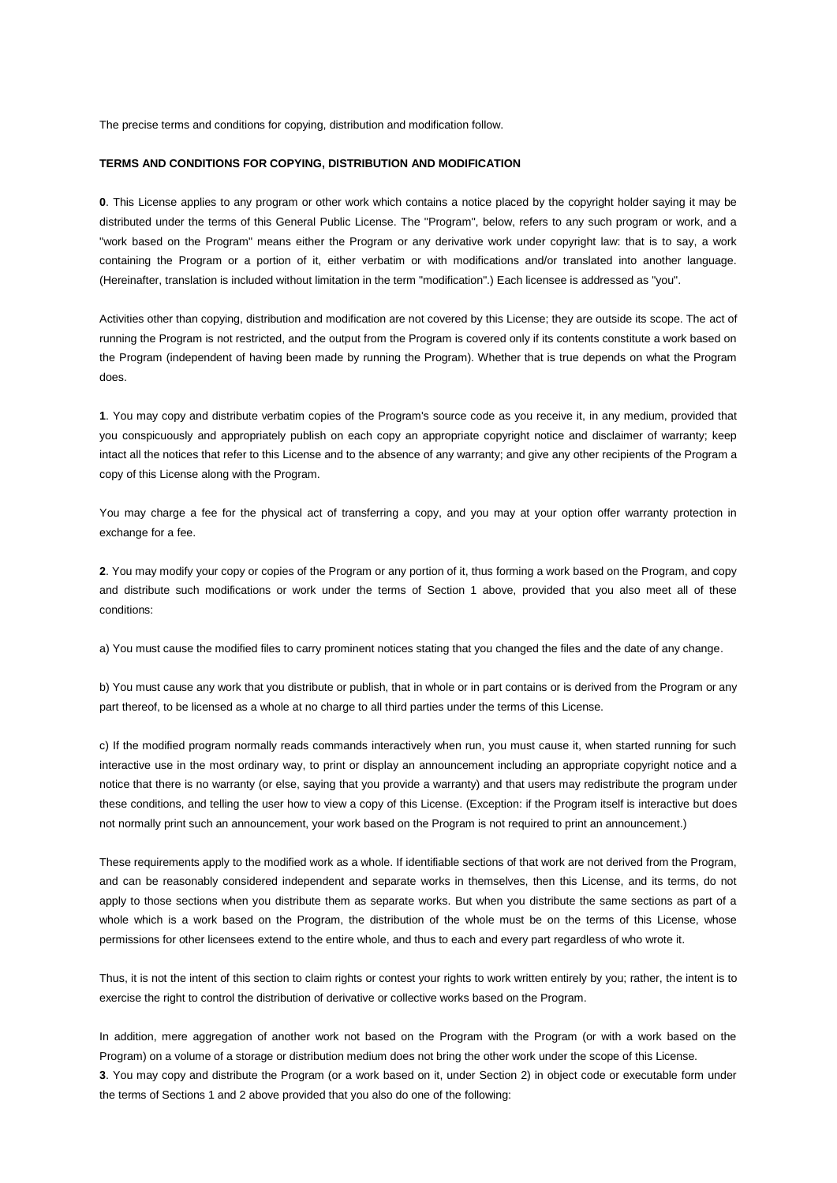The precise terms and conditions for copying, distribution and modification follow.

**TERMS AND CONDITIONS FOR COPYING, DISTRIBUTION AND MODIFICATION**

**0**. This License applies to any program or other work which contains a notice placed by the copyright holder saying it may be distributed under the terms of this General Public License. The "Program", below, refers to any such program or work, and a "work based on the Program" means either the Program or any derivative work under copyright law: that is to say, a work containing the Program or a portion of it, either verbatim or with modifications and/or translated into another language. (Hereinafter, translation is included without limitation in the term "modification".) Each licensee is addressed as "you".

Activities other than copying, distribution and modification are not covered by this License; they are outside its scope. The act of running the Program is not restricted, and the output from the Program is covered only if its contents constitute a work based on the Program (independent of having been made by running the Program). Whether that is true depends on what the Program does.

**1**. You may copy and distribute verbatim copies of the Program's source code as you receive it, in any medium, provided that you conspicuously and appropriately publish on each copy an appropriate copyright notice and disclaimer of warranty; keep intact all the notices that refer to this License and to the absence of any warranty; and give any other recipients of the Program a copy of this License along with the Program.

You may charge a fee for the physical act of transferring a copy, and you may at your option offer warranty protection in exchange for a fee.

**2**. You may modify your copy or copies of the Program or any portion of it, thus forming a work based on the Program, and copy and distribute such modifications or work under the terms of Section 1 above, provided that you also meet all of these conditions:

a) You must cause the modified files to carry prominent notices stating that you changed the files and the date of any change.

b) You must cause any work that you distribute or publish, that in whole or in part contains or is derived from the Program or any part thereof, to be licensed as a whole at no charge to all third parties under the terms of this License.

c) If the modified program normally reads commands interactively when run, you must cause it, when started running for such interactive use in the most ordinary way, to print or display an announcement including an appropriate copyright notice and a notice that there is no warranty (or else, saying that you provide a warranty) and that users may redistribute the program under these conditions, and telling the user how to view a copy of this License. (Exception: if the Program itself is interactive but does not normally print such an announcement, your work based on the Program is not required to print an announcement.)

These requirements apply to the modified work as a whole. If identifiable sections of that work are not derived from the Program, and can be reasonably considered independent and separate works in themselves, then this License, and its terms, do not apply to those sections when you distribute them as separate works. But when you distribute the same sections as part of a whole which is a work based on the Program, the distribution of the whole must be on the terms of this License, whose permissions for other licensees extend to the entire whole, and thus to each and every part regardless of who wrote it.

Thus, it is not the intent of this section to claim rights or contest your rights to work written entirely by you; rather, the intent is to exercise the right to control the distribution of derivative or collective works based on the Program.

In addition, mere aggregation of another work not based on the Program with the Program (or with a work based on the Program) on a volume of a storage or distribution medium does not bring the other work under the scope of this License.

**3**. You may copy and distribute the Program (or a work based on it, under Section 2) in object code or executable form under the terms of Sections 1 and 2 above provided that you also do one of the following: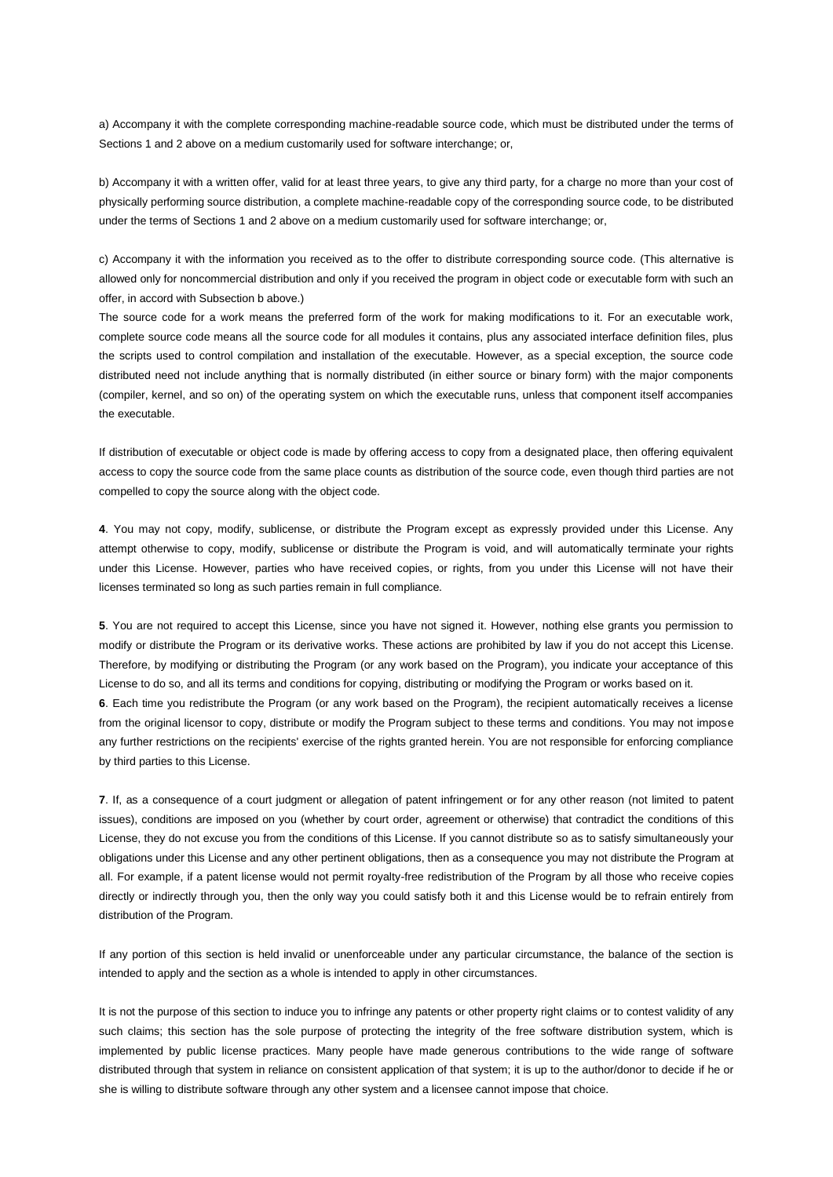a) Accompany it with the complete corresponding machine-readable source code, which must be distributed under the terms of Sections 1 and 2 above on a medium customarily used for software interchange; or,

b) Accompany it with a written offer, valid for at least three years, to give any third party, for a charge no more than your cost of physically performing source distribution, a complete machine-readable copy of the corresponding source code, to be distributed under the terms of Sections 1 and 2 above on a medium customarily used for software interchange; or,

c) Accompany it with the information you received as to the offer to distribute corresponding source code. (This alternative is allowed only for noncommercial distribution and only if you received the program in object code or executable form with such an offer, in accord with Subsection b above.)
The source code for a work means the preferred form of the work for making modifications to it. For an executable work, complete source code means all the source code for all modules it contains, plus any associated interface definition files, plus the scripts used to control compilation and installation of the executable. However, as a special exception, the source code distributed need not include anything that is normally distributed (in either source or binary form) with the major components (compiler, kernel, and so on) of the operating system on which the executable runs, unless that component itself accompanies the executable.

If distribution of executable or object code is made by offering access to copy from a designated place, then offering equivalent access to copy the source code from the same place counts as distribution of the source code, even though third parties are not compelled to copy the source along with the object code.

**4**. You may not copy, modify, sublicense, or distribute the Program except as expressly provided under this License. Any attempt otherwise to copy, modify, sublicense or distribute the Program is void, and will automatically terminate your rights under this License. However, parties who have received copies, or rights, from you under this License will not have their licenses terminated so long as such parties remain in full compliance.

**5**. You are not required to accept this License, since you have not signed it. However, nothing else grants you permission to modify or distribute the Program or its derivative works. These actions are prohibited by law if you do not accept this License. Therefore, by modifying or distributing the Program (or any work based on the Program), you indicate your acceptance of this License to do so, and all its terms and conditions for copying, distributing or modifying the Program or works based on it.
**6**. Each time you redistribute the Program (or any work based on the Program), the recipient automatically receives a license from the original licensor to copy, distribute or modify the Program subject to these terms and conditions. You may not impose any further restrictions on the recipients' exercise of the rights granted herein. You are not responsible for enforcing compliance by third parties to this License.

**7**. If, as a consequence of a court judgment or allegation of patent infringement or for any other reason (not limited to patent issues), conditions are imposed on you (whether by court order, agreement or otherwise) that contradict the conditions of this License, they do not excuse you from the conditions of this License. If you cannot distribute so as to satisfy simultaneously your obligations under this License and any other pertinent obligations, then as a consequence you may not distribute the Program at all. For example, if a patent license would not permit royalty-free redistribution of the Program by all those who receive copies directly or indirectly through you, then the only way you could satisfy both it and this License would be to refrain entirely from distribution of the Program.

If any portion of this section is held invalid or unenforceable under any particular circumstance, the balance of the section is intended to apply and the section as a whole is intended to apply in other circumstances.

It is not the purpose of this section to induce you to infringe any patents or other property right claims or to contest validity of any such claims; this section has the sole purpose of protecting the integrity of the free software distribution system, which is implemented by public license practices. Many people have made generous contributions to the wide range of software distributed through that system in reliance on consistent application of that system; it is up to the author/donor to decide if he or she is willing to distribute software through any other system and a licensee cannot impose that choice.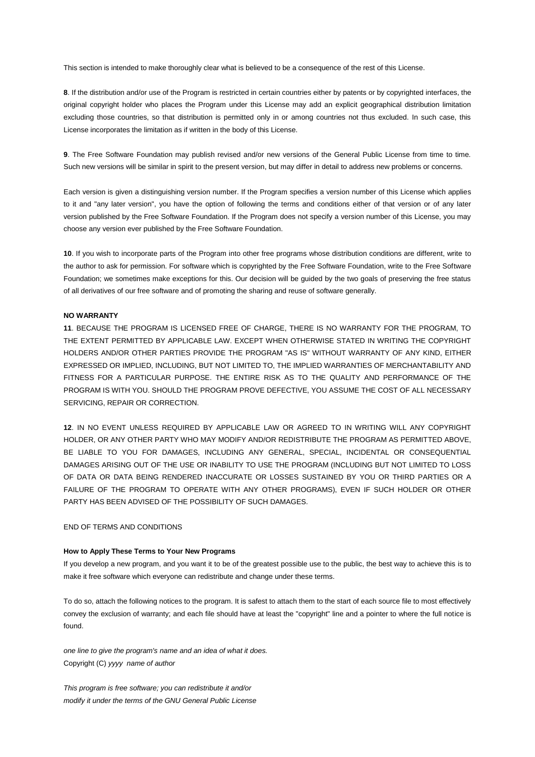This section is intended to make thoroughly clear what is believed to be a consequence of the rest of this License.

**8**. If the distribution and/or use of the Program is restricted in certain countries either by patents or by copyrighted interfaces, the original copyright holder who places the Program under this License may add an explicit geographical distribution limitation excluding those countries, so that distribution is permitted only in or among countries not thus excluded. In such case, this License incorporates the limitation as if written in the body of this License.

**9**. The Free Software Foundation may publish revised and/or new versions of the General Public License from time to time. Such new versions will be similar in spirit to the present version, but may differ in detail to address new problems or concerns.

Each version is given a distinguishing version number. If the Program specifies a version number of this License which applies to it and "any later version", you have the option of following the terms and conditions either of that version or of any later version published by the Free Software Foundation. If the Program does not specify a version number of this License, you may choose any version ever published by the Free Software Foundation.

**10**. If you wish to incorporate parts of the Program into other free programs whose distribution conditions are different, write to the author to ask for permission. For software which is copyrighted by the Free Software Foundation, write to the Free Software Foundation; we sometimes make exceptions for this. Our decision will be guided by the two goals of preserving the free status of all derivatives of our free software and of promoting the sharing and reuse of software generally.

**NO WARRANTY**

**11**. BECAUSE THE PROGRAM IS LICENSED FREE OF CHARGE, THERE IS NO WARRANTY FOR THE PROGRAM, TO THE EXTENT PERMITTED BY APPLICABLE LAW. EXCEPT WHEN OTHERWISE STATED IN WRITING THE COPYRIGHT HOLDERS AND/OR OTHER PARTIES PROVIDE THE PROGRAM "AS IS" WITHOUT WARRANTY OF ANY KIND, EITHER EXPRESSED OR IMPLIED, INCLUDING, BUT NOT LIMITED TO, THE IMPLIED WARRANTIES OF MERCHANTABILITY AND FITNESS FOR A PARTICULAR PURPOSE. THE ENTIRE RISK AS TO THE QUALITY AND PERFORMANCE OF THE PROGRAM IS WITH YOU. SHOULD THE PROGRAM PROVE DEFECTIVE, YOU ASSUME THE COST OF ALL NECESSARY SERVICING, REPAIR OR CORRECTION.

**12**. IN NO EVENT UNLESS REQUIRED BY APPLICABLE LAW OR AGREED TO IN WRITING WILL ANY COPYRIGHT HOLDER, OR ANY OTHER PARTY WHO MAY MODIFY AND/OR REDISTRIBUTE THE PROGRAM AS PERMITTED ABOVE, BE LIABLE TO YOU FOR DAMAGES, INCLUDING ANY GENERAL, SPECIAL, INCIDENTAL OR CONSEQUENTIAL DAMAGES ARISING OUT OF THE USE OR INABILITY TO USE THE PROGRAM (INCLUDING BUT NOT LIMITED TO LOSS OF DATA OR DATA BEING RENDERED INACCURATE OR LOSSES SUSTAINED BY YOU OR THIRD PARTIES OR A FAILURE OF THE PROGRAM TO OPERATE WITH ANY OTHER PROGRAMS), EVEN IF SUCH HOLDER OR OTHER PARTY HAS BEEN ADVISED OF THE POSSIBILITY OF SUCH DAMAGES.

END OF TERMS AND CONDITIONS

**How to Apply These Terms to Your New Programs**

If you develop a new program, and you want it to be of the greatest possible use to the public, the best way to achieve this is to make it free software which everyone can redistribute and change under these terms.

To do so, attach the following notices to the program. It is safest to attach them to the start of each source file to most effectively convey the exclusion of warranty; and each file should have at least the "copyright" line and a pointer to where the full notice is found.

*one line to give the program's name and an idea of what it does.*
Copyright (C) *yyyy name of author*

*This program is free software; you can redistribute it and/or*
*modify it under the terms of the GNU General Public License*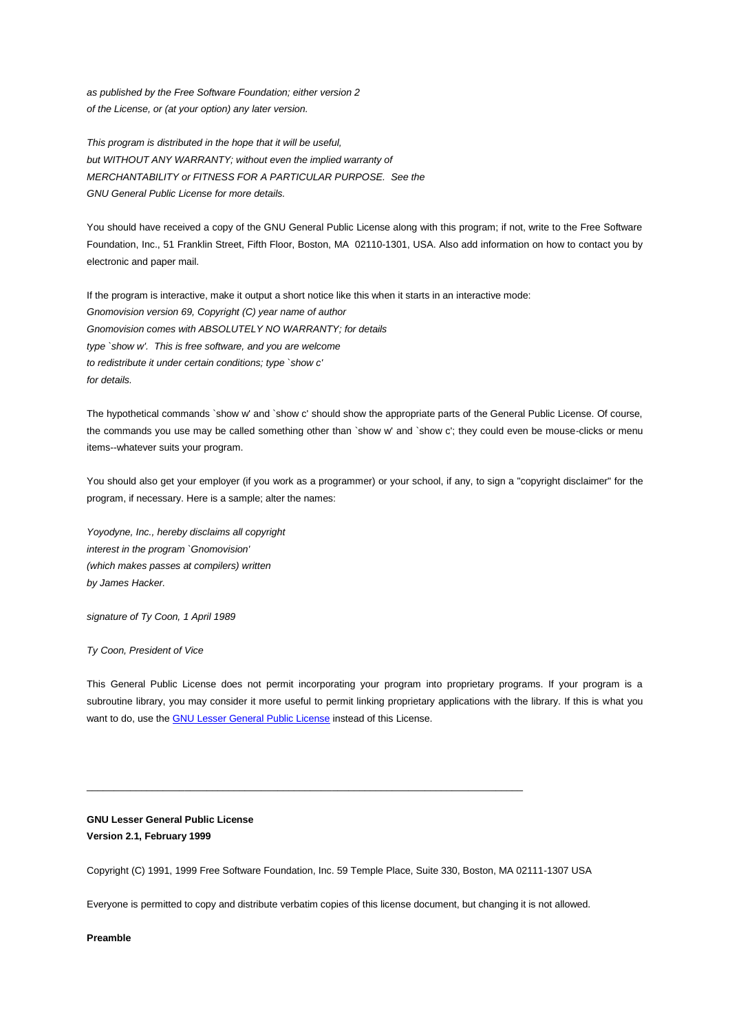*as published by the Free Software Foundation; either version 2*
*of the License, or (at your option) any later version.*

*This program is distributed in the hope that it will be useful,*
*but WITHOUT ANY WARRANTY; without even the implied warranty of*
*MERCHANTABILITY or FITNESS FOR A PARTICULAR PURPOSE.  See the*
*GNU General Public License for more details.*

You should have received a copy of the GNU General Public License along with this program; if not, write to the Free Software Foundation, Inc., 51 Franklin Street, Fifth Floor, Boston, MA  02110-1301, USA. Also add information on how to contact you by electronic and paper mail.

If the program is interactive, make it output a short notice like this when it starts in an interactive mode:
*Gnomovision version 69, Copyright (C) year name of author*
*Gnomovision comes with ABSOLUTELY NO WARRANTY; for details*
*type `show w'.  This is free software, and you are welcome*
*to redistribute it under certain conditions; type `show c'*
*for details.*

The hypothetical commands `show w' and `show c' should show the appropriate parts of the General Public License. Of course, the commands you use may be called something other than `show w' and `show c'; they could even be mouse-clicks or menu items--whatever suits your program.

You should also get your employer (if you work as a programmer) or your school, if any, to sign a "copyright disclaimer" for the program, if necessary. Here is a sample; alter the names:

*Yoyodyne, Inc., hereby disclaims all copyright*
*interest in the program `Gnomovision'*
*(which makes passes at compilers) written*
*by James Hacker.*

*signature of Ty Coon, 1 April 1989*

*Ty Coon, President of Vice*

This General Public License does not permit incorporating your program into proprietary programs. If your program is a subroutine library, you may consider it more useful to permit linking proprietary applications with the library. If this is what you want to do, use the GNU Lesser General Public License instead of this License.

---

**GNU Lesser General Public License**
**Version 2.1, February 1999**

Copyright (C) 1991, 1999 Free Software Foundation, Inc. 59 Temple Place, Suite 330, Boston, MA 02111-1307 USA

Everyone is permitted to copy and distribute verbatim copies of this license document, but changing it is not allowed.

**Preamble**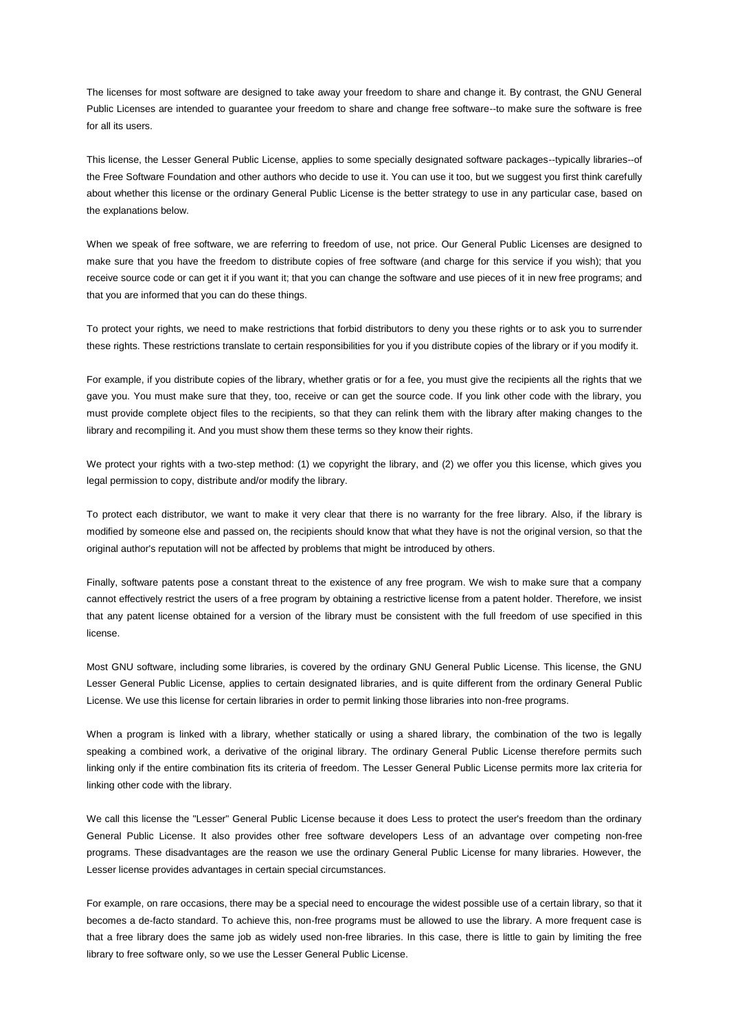The licenses for most software are designed to take away your freedom to share and change it. By contrast, the GNU General Public Licenses are intended to guarantee your freedom to share and change free software--to make sure the software is free for all its users.

This license, the Lesser General Public License, applies to some specially designated software packages--typically libraries--of the Free Software Foundation and other authors who decide to use it. You can use it too, but we suggest you first think carefully about whether this license or the ordinary General Public License is the better strategy to use in any particular case, based on the explanations below.

When we speak of free software, we are referring to freedom of use, not price. Our General Public Licenses are designed to make sure that you have the freedom to distribute copies of free software (and charge for this service if you wish); that you receive source code or can get it if you want it; that you can change the software and use pieces of it in new free programs; and that you are informed that you can do these things.

To protect your rights, we need to make restrictions that forbid distributors to deny you these rights or to ask you to surrender these rights. These restrictions translate to certain responsibilities for you if you distribute copies of the library or if you modify it.

For example, if you distribute copies of the library, whether gratis or for a fee, you must give the recipients all the rights that we gave you. You must make sure that they, too, receive or can get the source code. If you link other code with the library, you must provide complete object files to the recipients, so that they can relink them with the library after making changes to the library and recompiling it. And you must show them these terms so they know their rights.

We protect your rights with a two-step method: (1) we copyright the library, and (2) we offer you this license, which gives you legal permission to copy, distribute and/or modify the library.

To protect each distributor, we want to make it very clear that there is no warranty for the free library. Also, if the library is modified by someone else and passed on, the recipients should know that what they have is not the original version, so that the original author's reputation will not be affected by problems that might be introduced by others.

Finally, software patents pose a constant threat to the existence of any free program. We wish to make sure that a company cannot effectively restrict the users of a free program by obtaining a restrictive license from a patent holder. Therefore, we insist that any patent license obtained for a version of the library must be consistent with the full freedom of use specified in this license.

Most GNU software, including some libraries, is covered by the ordinary GNU General Public License. This license, the GNU Lesser General Public License, applies to certain designated libraries, and is quite different from the ordinary General Public License. We use this license for certain libraries in order to permit linking those libraries into non-free programs.

When a program is linked with a library, whether statically or using a shared library, the combination of the two is legally speaking a combined work, a derivative of the original library. The ordinary General Public License therefore permits such linking only if the entire combination fits its criteria of freedom. The Lesser General Public License permits more lax criteria for linking other code with the library.

We call this license the "Lesser" General Public License because it does Less to protect the user's freedom than the ordinary General Public License. It also provides other free software developers Less of an advantage over competing non-free programs. These disadvantages are the reason we use the ordinary General Public License for many libraries. However, the Lesser license provides advantages in certain special circumstances.

For example, on rare occasions, there may be a special need to encourage the widest possible use of a certain library, so that it becomes a de-facto standard. To achieve this, non-free programs must be allowed to use the library. A more frequent case is that a free library does the same job as widely used non-free libraries. In this case, there is little to gain by limiting the free library to free software only, so we use the Lesser General Public License.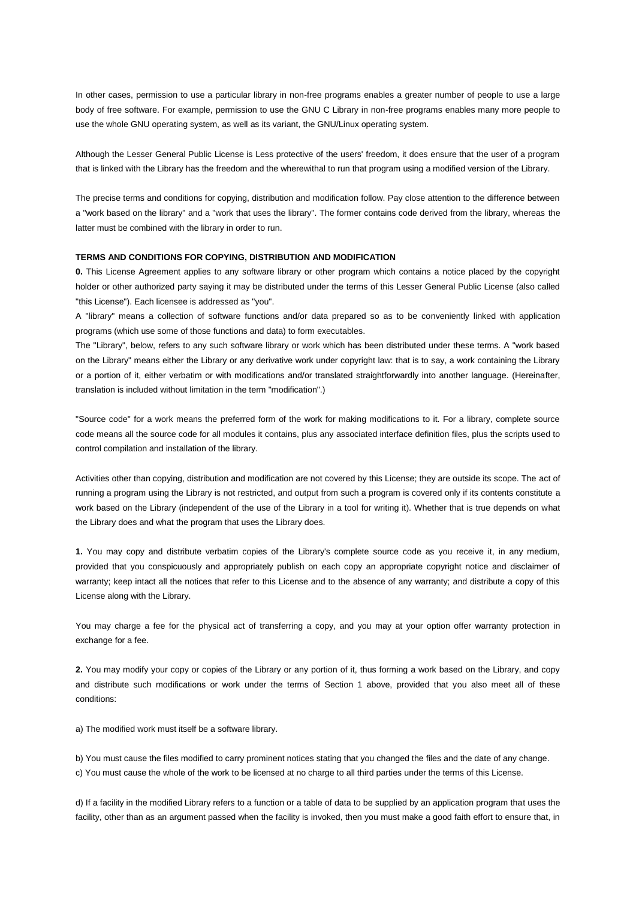In other cases, permission to use a particular library in non-free programs enables a greater number of people to use a large body of free software. For example, permission to use the GNU C Library in non-free programs enables many more people to use the whole GNU operating system, as well as its variant, the GNU/Linux operating system.

Although the Lesser General Public License is Less protective of the users' freedom, it does ensure that the user of a program that is linked with the Library has the freedom and the wherewithal to run that program using a modified version of the Library.

The precise terms and conditions for copying, distribution and modification follow. Pay close attention to the difference between a "work based on the library" and a "work that uses the library". The former contains code derived from the library, whereas the latter must be combined with the library in order to run.

**TERMS AND CONDITIONS FOR COPYING, DISTRIBUTION AND MODIFICATION**

**0.** This License Agreement applies to any software library or other program which contains a notice placed by the copyright holder or other authorized party saying it may be distributed under the terms of this Lesser General Public License (also called "this License"). Each licensee is addressed as "you".

A "library" means a collection of software functions and/or data prepared so as to be conveniently linked with application programs (which use some of those functions and data) to form executables.

The "Library", below, refers to any such software library or work which has been distributed under these terms. A "work based on the Library" means either the Library or any derivative work under copyright law: that is to say, a work containing the Library or a portion of it, either verbatim or with modifications and/or translated straightforwardly into another language. (Hereinafter, translation is included without limitation in the term "modification".)

"Source code" for a work means the preferred form of the work for making modifications to it. For a library, complete source code means all the source code for all modules it contains, plus any associated interface definition files, plus the scripts used to control compilation and installation of the library.

Activities other than copying, distribution and modification are not covered by this License; they are outside its scope. The act of running a program using the Library is not restricted, and output from such a program is covered only if its contents constitute a work based on the Library (independent of the use of the Library in a tool for writing it). Whether that is true depends on what the Library does and what the program that uses the Library does.

**1.** You may copy and distribute verbatim copies of the Library's complete source code as you receive it, in any medium, provided that you conspicuously and appropriately publish on each copy an appropriate copyright notice and disclaimer of warranty; keep intact all the notices that refer to this License and to the absence of any warranty; and distribute a copy of this License along with the Library.

You may charge a fee for the physical act of transferring a copy, and you may at your option offer warranty protection in exchange for a fee.

**2.** You may modify your copy or copies of the Library or any portion of it, thus forming a work based on the Library, and copy and distribute such modifications or work under the terms of Section 1 above, provided that you also meet all of these conditions:

a) The modified work must itself be a software library.

b) You must cause the files modified to carry prominent notices stating that you changed the files and the date of any change.

c) You must cause the whole of the work to be licensed at no charge to all third parties under the terms of this License.

d) If a facility in the modified Library refers to a function or a table of data to be supplied by an application program that uses the facility, other than as an argument passed when the facility is invoked, then you must make a good faith effort to ensure that, in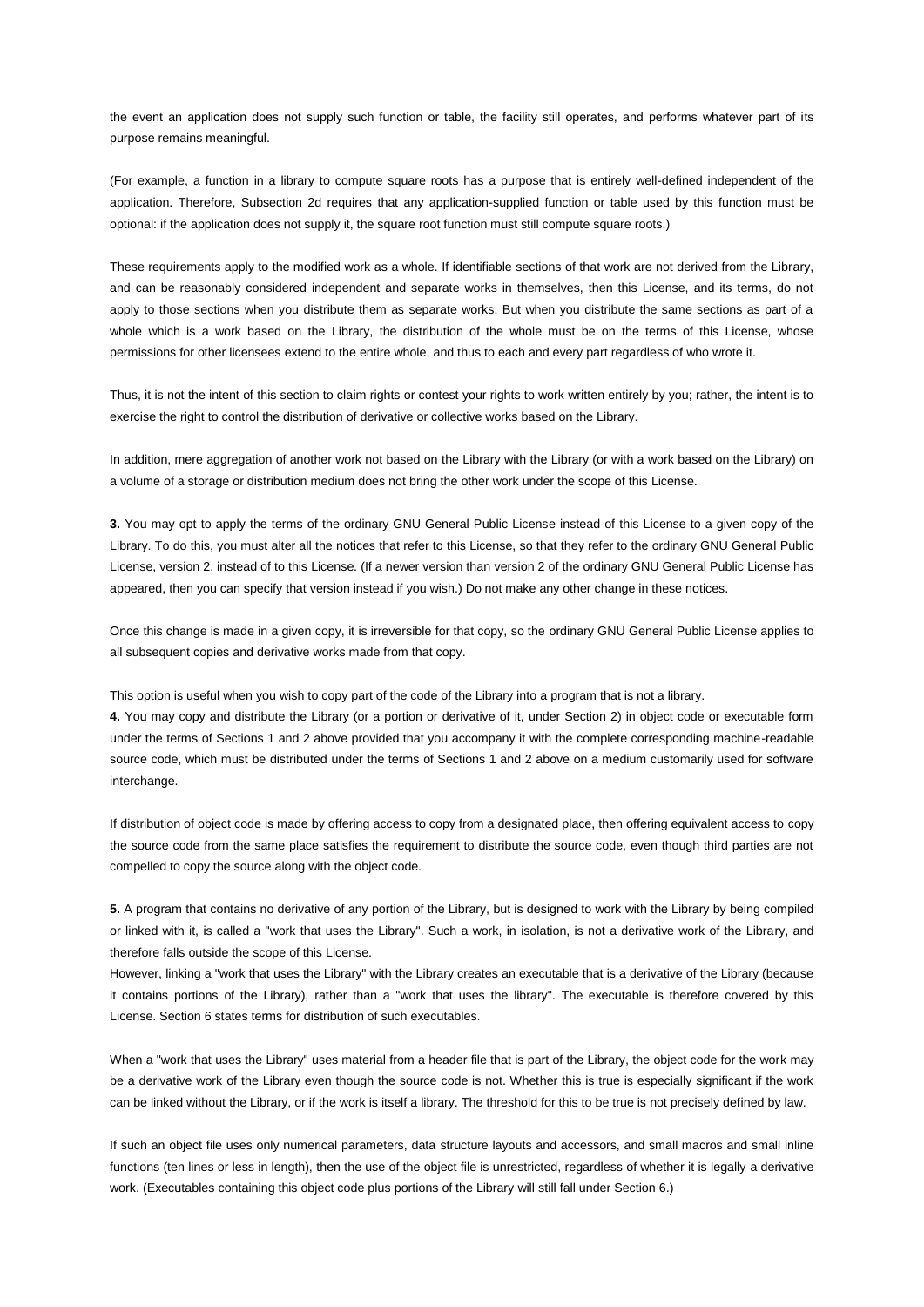the event an application does not supply such function or table, the facility still operates, and performs whatever part of its purpose remains meaningful.

(For example, a function in a library to compute square roots has a purpose that is entirely well-defined independent of the application. Therefore, Subsection 2d requires that any application-supplied function or table used by this function must be optional: if the application does not supply it, the square root function must still compute square roots.)

These requirements apply to the modified work as a whole. If identifiable sections of that work are not derived from the Library, and can be reasonably considered independent and separate works in themselves, then this License, and its terms, do not apply to those sections when you distribute them as separate works. But when you distribute the same sections as part of a whole which is a work based on the Library, the distribution of the whole must be on the terms of this License, whose permissions for other licensees extend to the entire whole, and thus to each and every part regardless of who wrote it.

Thus, it is not the intent of this section to claim rights or contest your rights to work written entirely by you; rather, the intent is to exercise the right to control the distribution of derivative or collective works based on the Library.

In addition, mere aggregation of another work not based on the Library with the Library (or with a work based on the Library) on a volume of a storage or distribution medium does not bring the other work under the scope of this License.

**3.** You may opt to apply the terms of the ordinary GNU General Public License instead of this License to a given copy of the Library. To do this, you must alter all the notices that refer to this License, so that they refer to the ordinary GNU General Public License, version 2, instead of to this License. (If a newer version than version 2 of the ordinary GNU General Public License has appeared, then you can specify that version instead if you wish.) Do not make any other change in these notices.

Once this change is made in a given copy, it is irreversible for that copy, so the ordinary GNU General Public License applies to all subsequent copies and derivative works made from that copy.

This option is useful when you wish to copy part of the code of the Library into a program that is not a library.

**4.** You may copy and distribute the Library (or a portion or derivative of it, under Section 2) in object code or executable form under the terms of Sections 1 and 2 above provided that you accompany it with the complete corresponding machine-readable source code, which must be distributed under the terms of Sections 1 and 2 above on a medium customarily used for software interchange.

If distribution of object code is made by offering access to copy from a designated place, then offering equivalent access to copy the source code from the same place satisfies the requirement to distribute the source code, even though third parties are not compelled to copy the source along with the object code.

**5.** A program that contains no derivative of any portion of the Library, but is designed to work with the Library by being compiled or linked with it, is called a "work that uses the Library". Such a work, in isolation, is not a derivative work of the Library, and therefore falls outside the scope of this License.

However, linking a "work that uses the Library" with the Library creates an executable that is a derivative of the Library (because it contains portions of the Library), rather than a "work that uses the library". The executable is therefore covered by this License. Section 6 states terms for distribution of such executables.

When a "work that uses the Library" uses material from a header file that is part of the Library, the object code for the work may be a derivative work of the Library even though the source code is not. Whether this is true is especially significant if the work can be linked without the Library, or if the work is itself a library. The threshold for this to be true is not precisely defined by law.

If such an object file uses only numerical parameters, data structure layouts and accessors, and small macros and small inline functions (ten lines or less in length), then the use of the object file is unrestricted, regardless of whether it is legally a derivative work. (Executables containing this object code plus portions of the Library will still fall under Section 6.)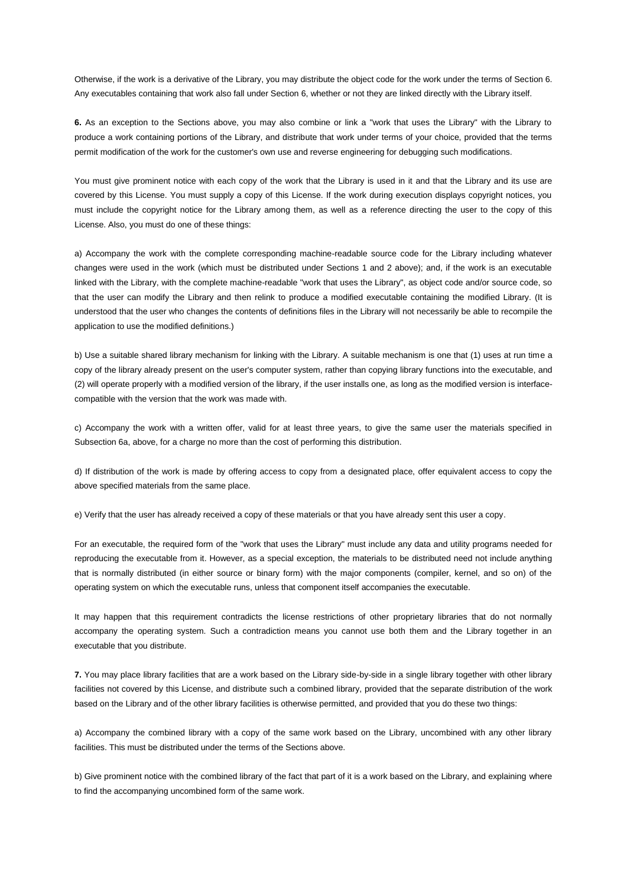Otherwise, if the work is a derivative of the Library, you may distribute the object code for the work under the terms of Section 6. Any executables containing that work also fall under Section 6, whether or not they are linked directly with the Library itself.

**6.** As an exception to the Sections above, you may also combine or link a "work that uses the Library" with the Library to produce a work containing portions of the Library, and distribute that work under terms of your choice, provided that the terms permit modification of the work for the customer's own use and reverse engineering for debugging such modifications.

You must give prominent notice with each copy of the work that the Library is used in it and that the Library and its use are covered by this License. You must supply a copy of this License. If the work during execution displays copyright notices, you must include the copyright notice for the Library among them, as well as a reference directing the user to the copy of this License. Also, you must do one of these things:

a) Accompany the work with the complete corresponding machine-readable source code for the Library including whatever changes were used in the work (which must be distributed under Sections 1 and 2 above); and, if the work is an executable linked with the Library, with the complete machine-readable "work that uses the Library", as object code and/or source code, so that the user can modify the Library and then relink to produce a modified executable containing the modified Library. (It is understood that the user who changes the contents of definitions files in the Library will not necessarily be able to recompile the application to use the modified definitions.)

b) Use a suitable shared library mechanism for linking with the Library. A suitable mechanism is one that (1) uses at run time a copy of the library already present on the user's computer system, rather than copying library functions into the executable, and (2) will operate properly with a modified version of the library, if the user installs one, as long as the modified version is interface-compatible with the version that the work was made with.

c) Accompany the work with a written offer, valid for at least three years, to give the same user the materials specified in Subsection 6a, above, for a charge no more than the cost of performing this distribution.

d) If distribution of the work is made by offering access to copy from a designated place, offer equivalent access to copy the above specified materials from the same place.

e) Verify that the user has already received a copy of these materials or that you have already sent this user a copy.

For an executable, the required form of the "work that uses the Library" must include any data and utility programs needed for reproducing the executable from it. However, as a special exception, the materials to be distributed need not include anything that is normally distributed (in either source or binary form) with the major components (compiler, kernel, and so on) of the operating system on which the executable runs, unless that component itself accompanies the executable.

It may happen that this requirement contradicts the license restrictions of other proprietary libraries that do not normally accompany the operating system. Such a contradiction means you cannot use both them and the Library together in an executable that you distribute.

**7.** You may place library facilities that are a work based on the Library side-by-side in a single library together with other library facilities not covered by this License, and distribute such a combined library, provided that the separate distribution of the work based on the Library and of the other library facilities is otherwise permitted, and provided that you do these two things:

a) Accompany the combined library with a copy of the same work based on the Library, uncombined with any other library facilities. This must be distributed under the terms of the Sections above.

b) Give prominent notice with the combined library of the fact that part of it is a work based on the Library, and explaining where to find the accompanying uncombined form of the same work.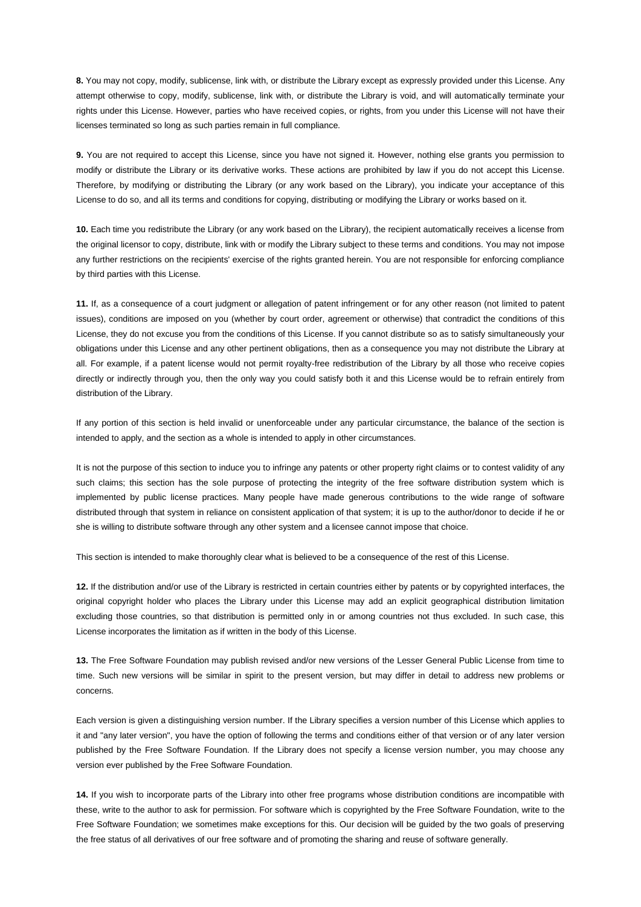**8.** You may not copy, modify, sublicense, link with, or distribute the Library except as expressly provided under this License. Any attempt otherwise to copy, modify, sublicense, link with, or distribute the Library is void, and will automatically terminate your rights under this License. However, parties who have received copies, or rights, from you under this License will not have their licenses terminated so long as such parties remain in full compliance.

**9.** You are not required to accept this License, since you have not signed it. However, nothing else grants you permission to modify or distribute the Library or its derivative works. These actions are prohibited by law if you do not accept this License. Therefore, by modifying or distributing the Library (or any work based on the Library), you indicate your acceptance of this License to do so, and all its terms and conditions for copying, distributing or modifying the Library or works based on it.

**10.** Each time you redistribute the Library (or any work based on the Library), the recipient automatically receives a license from the original licensor to copy, distribute, link with or modify the Library subject to these terms and conditions. You may not impose any further restrictions on the recipients' exercise of the rights granted herein. You are not responsible for enforcing compliance by third parties with this License.

**11.** If, as a consequence of a court judgment or allegation of patent infringement or for any other reason (not limited to patent issues), conditions are imposed on you (whether by court order, agreement or otherwise) that contradict the conditions of this License, they do not excuse you from the conditions of this License. If you cannot distribute so as to satisfy simultaneously your obligations under this License and any other pertinent obligations, then as a consequence you may not distribute the Library at all. For example, if a patent license would not permit royalty-free redistribution of the Library by all those who receive copies directly or indirectly through you, then the only way you could satisfy both it and this License would be to refrain entirely from distribution of the Library.

If any portion of this section is held invalid or unenforceable under any particular circumstance, the balance of the section is intended to apply, and the section as a whole is intended to apply in other circumstances.

It is not the purpose of this section to induce you to infringe any patents or other property right claims or to contest validity of any such claims; this section has the sole purpose of protecting the integrity of the free software distribution system which is implemented by public license practices. Many people have made generous contributions to the wide range of software distributed through that system in reliance on consistent application of that system; it is up to the author/donor to decide if he or she is willing to distribute software through any other system and a licensee cannot impose that choice.

This section is intended to make thoroughly clear what is believed to be a consequence of the rest of this License.

**12.** If the distribution and/or use of the Library is restricted in certain countries either by patents or by copyrighted interfaces, the original copyright holder who places the Library under this License may add an explicit geographical distribution limitation excluding those countries, so that distribution is permitted only in or among countries not thus excluded. In such case, this License incorporates the limitation as if written in the body of this License.

**13.** The Free Software Foundation may publish revised and/or new versions of the Lesser General Public License from time to time. Such new versions will be similar in spirit to the present version, but may differ in detail to address new problems or concerns.

Each version is given a distinguishing version number. If the Library specifies a version number of this License which applies to it and "any later version", you have the option of following the terms and conditions either of that version or of any later version published by the Free Software Foundation. If the Library does not specify a license version number, you may choose any version ever published by the Free Software Foundation.

**14.** If you wish to incorporate parts of the Library into other free programs whose distribution conditions are incompatible with these, write to the author to ask for permission. For software which is copyrighted by the Free Software Foundation, write to the Free Software Foundation; we sometimes make exceptions for this. Our decision will be guided by the two goals of preserving the free status of all derivatives of our free software and of promoting the sharing and reuse of software generally.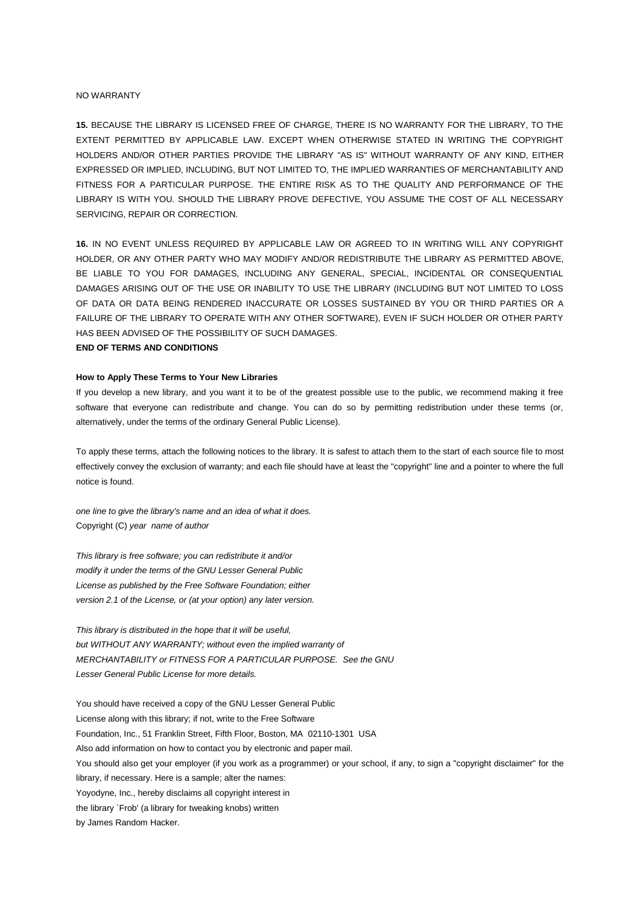NO WARRANTY

**15.** BECAUSE THE LIBRARY IS LICENSED FREE OF CHARGE, THERE IS NO WARRANTY FOR THE LIBRARY, TO THE EXTENT PERMITTED BY APPLICABLE LAW. EXCEPT WHEN OTHERWISE STATED IN WRITING THE COPYRIGHT HOLDERS AND/OR OTHER PARTIES PROVIDE THE LIBRARY "AS IS" WITHOUT WARRANTY OF ANY KIND, EITHER EXPRESSED OR IMPLIED, INCLUDING, BUT NOT LIMITED TO, THE IMPLIED WARRANTIES OF MERCHANTABILITY AND FITNESS FOR A PARTICULAR PURPOSE. THE ENTIRE RISK AS TO THE QUALITY AND PERFORMANCE OF THE LIBRARY IS WITH YOU. SHOULD THE LIBRARY PROVE DEFECTIVE, YOU ASSUME THE COST OF ALL NECESSARY SERVICING, REPAIR OR CORRECTION.

**16.** IN NO EVENT UNLESS REQUIRED BY APPLICABLE LAW OR AGREED TO IN WRITING WILL ANY COPYRIGHT HOLDER, OR ANY OTHER PARTY WHO MAY MODIFY AND/OR REDISTRIBUTE THE LIBRARY AS PERMITTED ABOVE, BE LIABLE TO YOU FOR DAMAGES, INCLUDING ANY GENERAL, SPECIAL, INCIDENTAL OR CONSEQUENTIAL DAMAGES ARISING OUT OF THE USE OR INABILITY TO USE THE LIBRARY (INCLUDING BUT NOT LIMITED TO LOSS OF DATA OR DATA BEING RENDERED INACCURATE OR LOSSES SUSTAINED BY YOU OR THIRD PARTIES OR A FAILURE OF THE LIBRARY TO OPERATE WITH ANY OTHER SOFTWARE), EVEN IF SUCH HOLDER OR OTHER PARTY HAS BEEN ADVISED OF THE POSSIBILITY OF SUCH DAMAGES.

**END OF TERMS AND CONDITIONS**

**How to Apply These Terms to Your New Libraries**

If you develop a new library, and you want it to be of the greatest possible use to the public, we recommend making it free software that everyone can redistribute and change. You can do so by permitting redistribution under these terms (or, alternatively, under the terms of the ordinary General Public License).

To apply these terms, attach the following notices to the library. It is safest to attach them to the start of each source file to most effectively convey the exclusion of warranty; and each file should have at least the "copyright" line and a pointer to where the full notice is found.

*one line to give the library's name and an idea of what it does.*
Copyright (C) *year name of author*

*This library is free software; you can redistribute it and/or modify it under the terms of the GNU Lesser General Public License as published by the Free Software Foundation; either version 2.1 of the License, or (at your option) any later version.*

*This library is distributed in the hope that it will be useful, but WITHOUT ANY WARRANTY; without even the implied warranty of MERCHANTABILITY or FITNESS FOR A PARTICULAR PURPOSE. See the GNU Lesser General Public License for more details.*

You should have received a copy of the GNU Lesser General Public License along with this library; if not, write to the Free Software Foundation, Inc., 51 Franklin Street, Fifth Floor, Boston, MA 02110-1301 USA
Also add information on how to contact you by electronic and paper mail.
You should also get your employer (if you work as a programmer) or your school, if any, to sign a "copyright disclaimer" for the library, if necessary. Here is a sample; alter the names:
Yoyodyne, Inc., hereby disclaims all copyright interest in
the library `Frob' (a library for tweaking knobs) written
by James Random Hacker.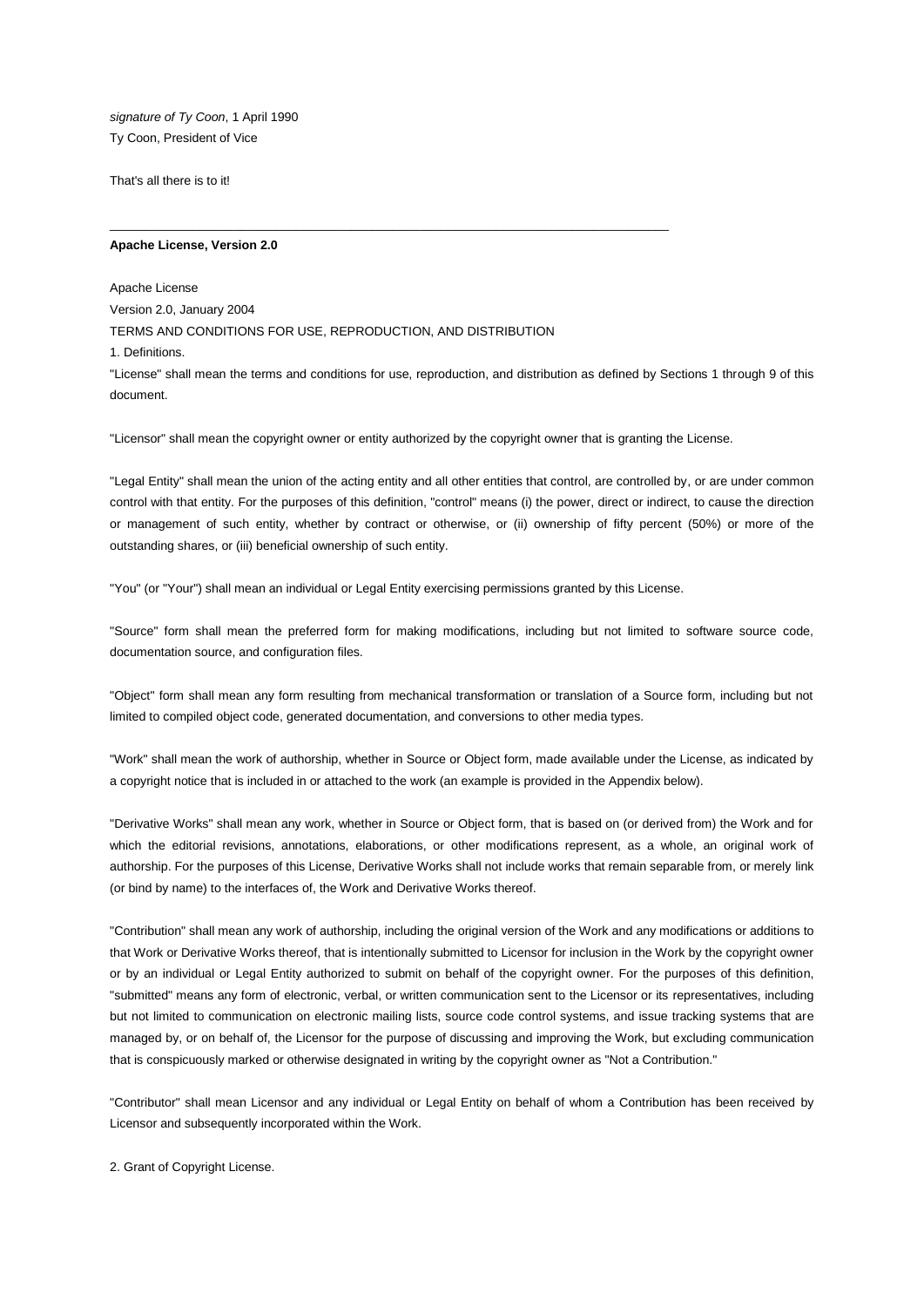*signature of Ty Coon*, 1 April 1990
Ty Coon, President of Vice

That's all there is to it!

---

**Apache License, Version 2.0**

Apache License
Version 2.0, January 2004
TERMS AND CONDITIONS FOR USE, REPRODUCTION, AND DISTRIBUTION
1. Definitions.
"License" shall mean the terms and conditions for use, reproduction, and distribution as defined by Sections 1 through 9 of this document.

"Licensor" shall mean the copyright owner or entity authorized by the copyright owner that is granting the License.

"Legal Entity" shall mean the union of the acting entity and all other entities that control, are controlled by, or are under common control with that entity. For the purposes of this definition, "control" means (i) the power, direct or indirect, to cause the direction or management of such entity, whether by contract or otherwise, or (ii) ownership of fifty percent (50%) or more of the outstanding shares, or (iii) beneficial ownership of such entity.

"You" (or "Your") shall mean an individual or Legal Entity exercising permissions granted by this License.

"Source" form shall mean the preferred form for making modifications, including but not limited to software source code, documentation source, and configuration files.

"Object" form shall mean any form resulting from mechanical transformation or translation of a Source form, including but not limited to compiled object code, generated documentation, and conversions to other media types.

"Work" shall mean the work of authorship, whether in Source or Object form, made available under the License, as indicated by a copyright notice that is included in or attached to the work (an example is provided in the Appendix below).

"Derivative Works" shall mean any work, whether in Source or Object form, that is based on (or derived from) the Work and for which the editorial revisions, annotations, elaborations, or other modifications represent, as a whole, an original work of authorship. For the purposes of this License, Derivative Works shall not include works that remain separable from, or merely link (or bind by name) to the interfaces of, the Work and Derivative Works thereof.

"Contribution" shall mean any work of authorship, including the original version of the Work and any modifications or additions to that Work or Derivative Works thereof, that is intentionally submitted to Licensor for inclusion in the Work by the copyright owner or by an individual or Legal Entity authorized to submit on behalf of the copyright owner. For the purposes of this definition, "submitted" means any form of electronic, verbal, or written communication sent to the Licensor or its representatives, including but not limited to communication on electronic mailing lists, source code control systems, and issue tracking systems that are managed by, or on behalf of, the Licensor for the purpose of discussing and improving the Work, but excluding communication that is conspicuously marked or otherwise designated in writing by the copyright owner as "Not a Contribution."

"Contributor" shall mean Licensor and any individual or Legal Entity on behalf of whom a Contribution has been received by Licensor and subsequently incorporated within the Work.

2. Grant of Copyright License.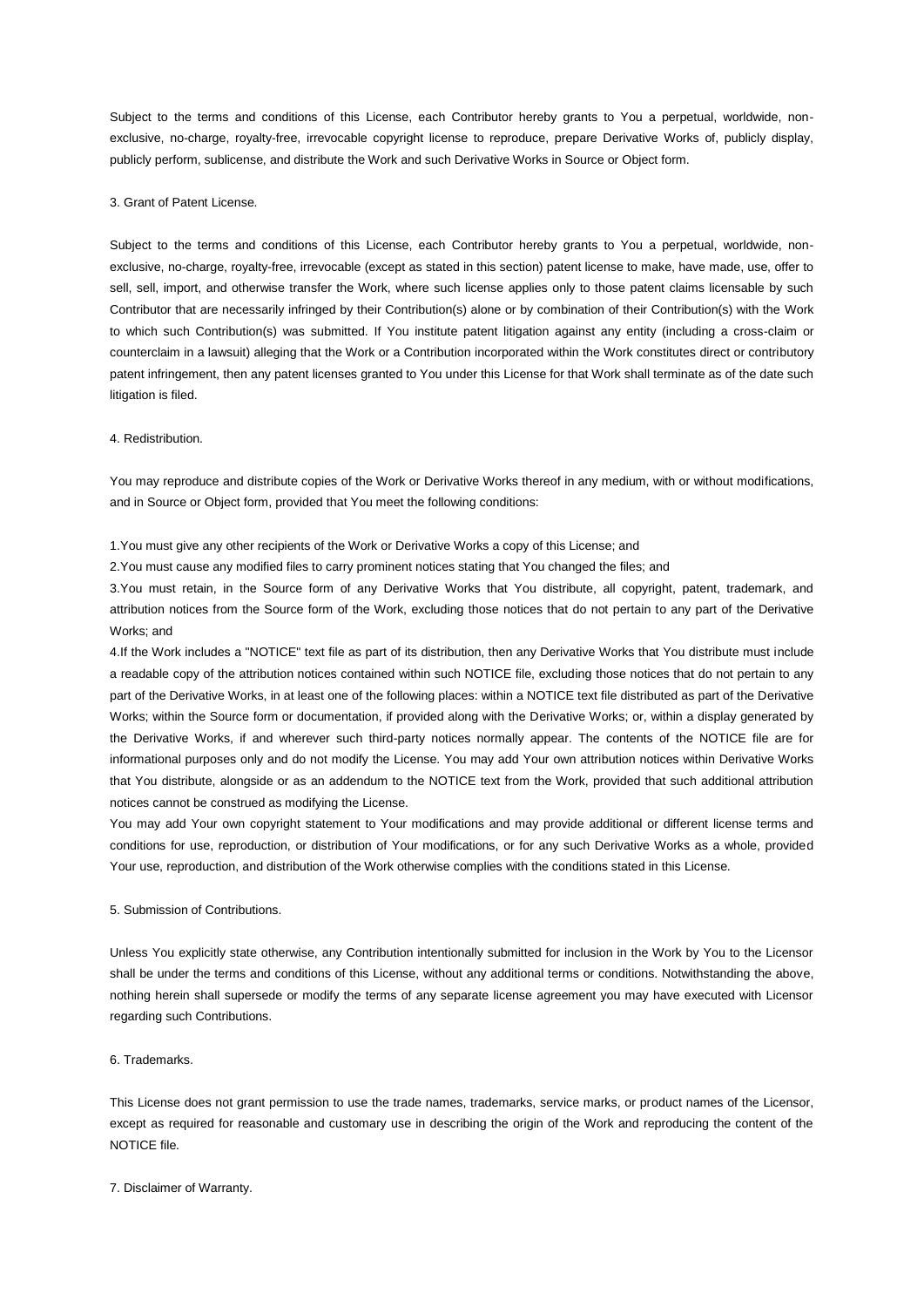Subject to the terms and conditions of this License, each Contributor hereby grants to You a perpetual, worldwide, non-exclusive, no-charge, royalty-free, irrevocable copyright license to reproduce, prepare Derivative Works of, publicly display, publicly perform, sublicense, and distribute the Work and such Derivative Works in Source or Object form.

3. Grant of Patent License.

Subject to the terms and conditions of this License, each Contributor hereby grants to You a perpetual, worldwide, non-exclusive, no-charge, royalty-free, irrevocable (except as stated in this section) patent license to make, have made, use, offer to sell, sell, import, and otherwise transfer the Work, where such license applies only to those patent claims licensable by such Contributor that are necessarily infringed by their Contribution(s) alone or by combination of their Contribution(s) with the Work to which such Contribution(s) was submitted. If You institute patent litigation against any entity (including a cross-claim or counterclaim in a lawsuit) alleging that the Work or a Contribution incorporated within the Work constitutes direct or contributory patent infringement, then any patent licenses granted to You under this License for that Work shall terminate as of the date such litigation is filed.

4. Redistribution.

You may reproduce and distribute copies of the Work or Derivative Works thereof in any medium, with or without modifications, and in Source or Object form, provided that You meet the following conditions:

1.You must give any other recipients of the Work or Derivative Works a copy of this License; and

2.You must cause any modified files to carry prominent notices stating that You changed the files; and

3.You must retain, in the Source form of any Derivative Works that You distribute, all copyright, patent, trademark, and attribution notices from the Source form of the Work, excluding those notices that do not pertain to any part of the Derivative Works; and

4.If the Work includes a "NOTICE" text file as part of its distribution, then any Derivative Works that You distribute must include a readable copy of the attribution notices contained within such NOTICE file, excluding those notices that do not pertain to any part of the Derivative Works, in at least one of the following places: within a NOTICE text file distributed as part of the Derivative Works; within the Source form or documentation, if provided along with the Derivative Works; or, within a display generated by the Derivative Works, if and wherever such third-party notices normally appear. The contents of the NOTICE file are for informational purposes only and do not modify the License. You may add Your own attribution notices within Derivative Works that You distribute, alongside or as an addendum to the NOTICE text from the Work, provided that such additional attribution notices cannot be construed as modifying the License.

You may add Your own copyright statement to Your modifications and may provide additional or different license terms and conditions for use, reproduction, or distribution of Your modifications, or for any such Derivative Works as a whole, provided Your use, reproduction, and distribution of the Work otherwise complies with the conditions stated in this License.

5. Submission of Contributions.

Unless You explicitly state otherwise, any Contribution intentionally submitted for inclusion in the Work by You to the Licensor shall be under the terms and conditions of this License, without any additional terms or conditions. Notwithstanding the above, nothing herein shall supersede or modify the terms of any separate license agreement you may have executed with Licensor regarding such Contributions.

6. Trademarks.

This License does not grant permission to use the trade names, trademarks, service marks, or product names of the Licensor, except as required for reasonable and customary use in describing the origin of the Work and reproducing the content of the NOTICE file.

7. Disclaimer of Warranty.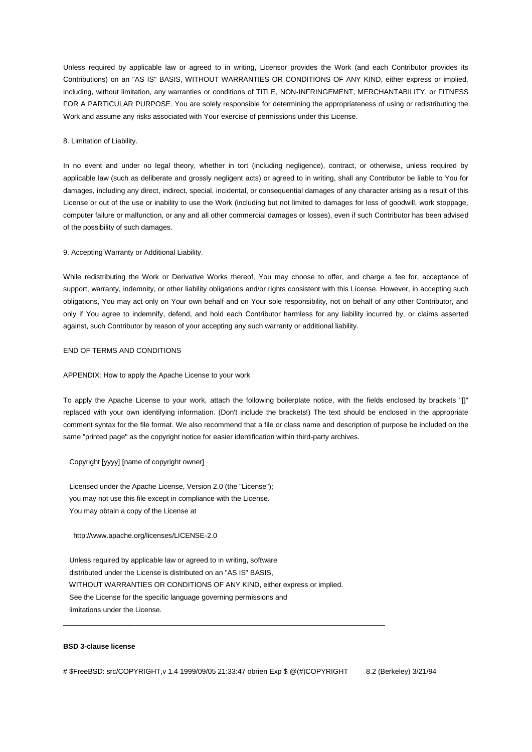Unless required by applicable law or agreed to in writing, Licensor provides the Work (and each Contributor provides its Contributions) on an "AS IS" BASIS, WITHOUT WARRANTIES OR CONDITIONS OF ANY KIND, either express or implied, including, without limitation, any warranties or conditions of TITLE, NON-INFRINGEMENT, MERCHANTABILITY, or FITNESS FOR A PARTICULAR PURPOSE. You are solely responsible for determining the appropriateness of using or redistributing the Work and assume any risks associated with Your exercise of permissions under this License.

8. Limitation of Liability.

In no event and under no legal theory, whether in tort (including negligence), contract, or otherwise, unless required by applicable law (such as deliberate and grossly negligent acts) or agreed to in writing, shall any Contributor be liable to You for damages, including any direct, indirect, special, incidental, or consequential damages of any character arising as a result of this License or out of the use or inability to use the Work (including but not limited to damages for loss of goodwill, work stoppage, computer failure or malfunction, or any and all other commercial damages or losses), even if such Contributor has been advised of the possibility of such damages.

9. Accepting Warranty or Additional Liability.

While redistributing the Work or Derivative Works thereof, You may choose to offer, and charge a fee for, acceptance of support, warranty, indemnity, or other liability obligations and/or rights consistent with this License. However, in accepting such obligations, You may act only on Your own behalf and on Your sole responsibility, not on behalf of any other Contributor, and only if You agree to indemnify, defend, and hold each Contributor harmless for any liability incurred by, or claims asserted against, such Contributor by reason of your accepting any such warranty or additional liability.

END OF TERMS AND CONDITIONS

APPENDIX: How to apply the Apache License to your work

To apply the Apache License to your work, attach the following boilerplate notice, with the fields enclosed by brackets "[]" replaced with your own identifying information. (Don't include the brackets!) The text should be enclosed in the appropriate comment syntax for the file format. We also recommend that a file or class name and description of purpose be included on the same "printed page" as the copyright notice for easier identification within third-party archives.

```
Copyright [yyyy] [name of copyright owner]

Licensed under the Apache License, Version 2.0 (the "License");
you may not use this file except in compliance with the License.
You may obtain a copy of the License at

  http://www.apache.org/licenses/LICENSE-2.0

Unless required by applicable law or agreed to in writing, software
distributed under the License is distributed on an "AS IS" BASIS,
WITHOUT WARRANTIES OR CONDITIONS OF ANY KIND, either express or implied.
See the License for the specific language governing permissions and
limitations under the License.
```

---

**BSD 3-clause license**

# $FreeBSD: src/COPYRIGHT,v 1.4 1999/09/05 21:33:47 obrien Exp $ @(#)COPYRIGHT 8.2 (Berkeley) 3/21/94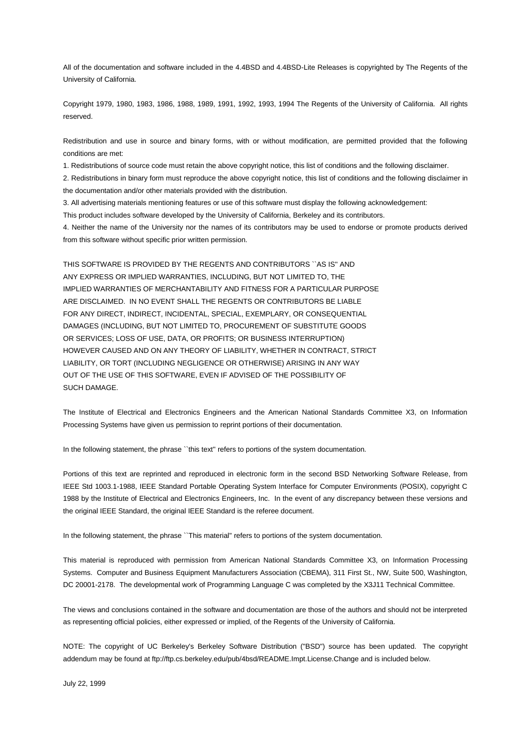All of the documentation and software included in the 4.4BSD and 4.4BSD-Lite Releases is copyrighted by The Regents of the University of California.

Copyright 1979, 1980, 1983, 1986, 1988, 1989, 1991, 1992, 1993, 1994 The Regents of the University of California. All rights reserved.

Redistribution and use in source and binary forms, with or without modification, are permitted provided that the following conditions are met:

1. Redistributions of source code must retain the above copyright notice, this list of conditions and the following disclaimer.
2. Redistributions in binary form must reproduce the above copyright notice, this list of conditions and the following disclaimer in the documentation and/or other materials provided with the distribution.
3. All advertising materials mentioning features or use of this software must display the following acknowledgement:
This product includes software developed by the University of California, Berkeley and its contributors.
4. Neither the name of the University nor the names of its contributors may be used to endorse or promote products derived from this software without specific prior written permission.

THIS SOFTWARE IS PROVIDED BY THE REGENTS AND CONTRIBUTORS ``AS IS'' AND
ANY EXPRESS OR IMPLIED WARRANTIES, INCLUDING, BUT NOT LIMITED TO, THE
IMPLIED WARRANTIES OF MERCHANTABILITY AND FITNESS FOR A PARTICULAR PURPOSE
ARE DISCLAIMED. IN NO EVENT SHALL THE REGENTS OR CONTRIBUTORS BE LIABLE
FOR ANY DIRECT, INDIRECT, INCIDENTAL, SPECIAL, EXEMPLARY, OR CONSEQUENTIAL
DAMAGES (INCLUDING, BUT NOT LIMITED TO, PROCUREMENT OF SUBSTITUTE GOODS
OR SERVICES; LOSS OF USE, DATA, OR PROFITS; OR BUSINESS INTERRUPTION)
HOWEVER CAUSED AND ON ANY THEORY OF LIABILITY, WHETHER IN CONTRACT, STRICT
LIABILITY, OR TORT (INCLUDING NEGLIGENCE OR OTHERWISE) ARISING IN ANY WAY
OUT OF THE USE OF THIS SOFTWARE, EVEN IF ADVISED OF THE POSSIBILITY OF
SUCH DAMAGE.

The Institute of Electrical and Electronics Engineers and the American National Standards Committee X3, on Information Processing Systems have given us permission to reprint portions of their documentation.

In the following statement, the phrase ``this text'' refers to portions of the system documentation.

Portions of this text are reprinted and reproduced in electronic form in the second BSD Networking Software Release, from IEEE Std 1003.1-1988, IEEE Standard Portable Operating System Interface for Computer Environments (POSIX), copyright C 1988 by the Institute of Electrical and Electronics Engineers, Inc. In the event of any discrepancy between these versions and the original IEEE Standard, the original IEEE Standard is the referee document.

In the following statement, the phrase ``This material'' refers to portions of the system documentation.

This material is reproduced with permission from American National Standards Committee X3, on Information Processing Systems. Computer and Business Equipment Manufacturers Association (CBEMA), 311 First St., NW, Suite 500, Washington, DC 20001-2178. The developmental work of Programming Language C was completed by the X3J11 Technical Committee.

The views and conclusions contained in the software and documentation are those of the authors and should not be interpreted as representing official policies, either expressed or implied, of the Regents of the University of California.

NOTE: The copyright of UC Berkeley's Berkeley Software Distribution ("BSD") source has been updated. The copyright addendum may be found at ftp://ftp.cs.berkeley.edu/pub/4bsd/README.Impt.License.Change and is included below.

July 22, 1999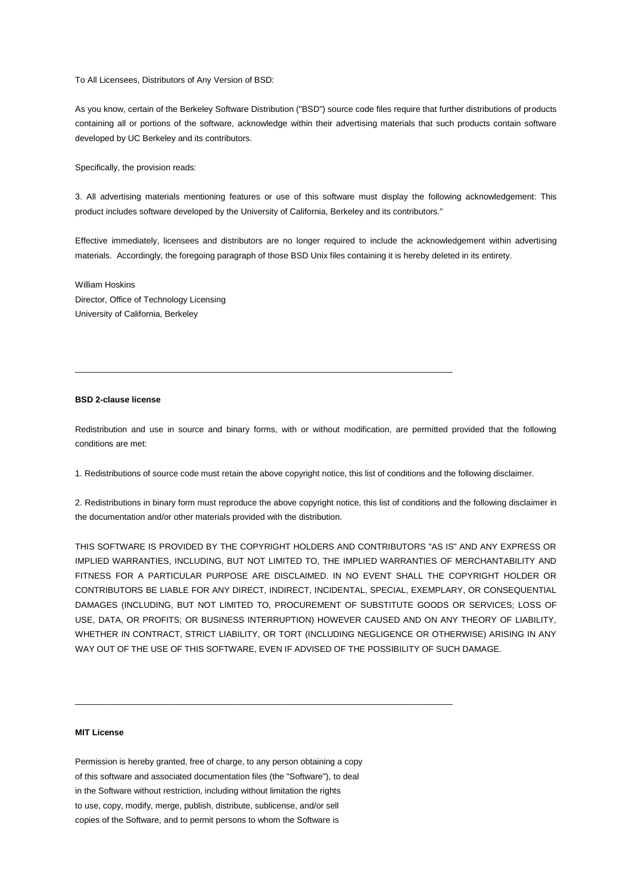To All Licensees, Distributors of Any Version of BSD:

As you know, certain of the Berkeley Software Distribution ("BSD") source code files require that further distributions of products containing all or portions of the software, acknowledge within their advertising materials that such products contain software developed by UC Berkeley and its contributors.

Specifically, the provision reads:

3. All advertising materials mentioning features or use of this software must display the following acknowledgement: This product includes software developed by the University of California, Berkeley and its contributors."

Effective immediately, licensees and distributors are no longer required to include the acknowledgement within advertising materials. Accordingly, the foregoing paragraph of those BSD Unix files containing it is hereby deleted in its entirety.

William Hoskins
Director, Office of Technology Licensing
University of California, Berkeley

---

**BSD 2-clause license**

Redistribution and use in source and binary forms, with or without modification, are permitted provided that the following conditions are met:

1. Redistributions of source code must retain the above copyright notice, this list of conditions and the following disclaimer.

2. Redistributions in binary form must reproduce the above copyright notice, this list of conditions and the following disclaimer in the documentation and/or other materials provided with the distribution.

THIS SOFTWARE IS PROVIDED BY THE COPYRIGHT HOLDERS AND CONTRIBUTORS "AS IS" AND ANY EXPRESS OR IMPLIED WARRANTIES, INCLUDING, BUT NOT LIMITED TO, THE IMPLIED WARRANTIES OF MERCHANTABILITY AND FITNESS FOR A PARTICULAR PURPOSE ARE DISCLAIMED. IN NO EVENT SHALL THE COPYRIGHT HOLDER OR CONTRIBUTORS BE LIABLE FOR ANY DIRECT, INDIRECT, INCIDENTAL, SPECIAL, EXEMPLARY, OR CONSEQUENTIAL DAMAGES (INCLUDING, BUT NOT LIMITED TO, PROCUREMENT OF SUBSTITUTE GOODS OR SERVICES; LOSS OF USE, DATA, OR PROFITS; OR BUSINESS INTERRUPTION) HOWEVER CAUSED AND ON ANY THEORY OF LIABILITY, WHETHER IN CONTRACT, STRICT LIABILITY, OR TORT (INCLUDING NEGLIGENCE OR OTHERWISE) ARISING IN ANY WAY OUT OF THE USE OF THIS SOFTWARE, EVEN IF ADVISED OF THE POSSIBILITY OF SUCH DAMAGE.

---

**MIT License**

Permission is hereby granted, free of charge, to any person obtaining a copy
of this software and associated documentation files (the "Software"), to deal
in the Software without restriction, including without limitation the rights
to use, copy, modify, merge, publish, distribute, sublicense, and/or sell
copies of the Software, and to permit persons to whom the Software is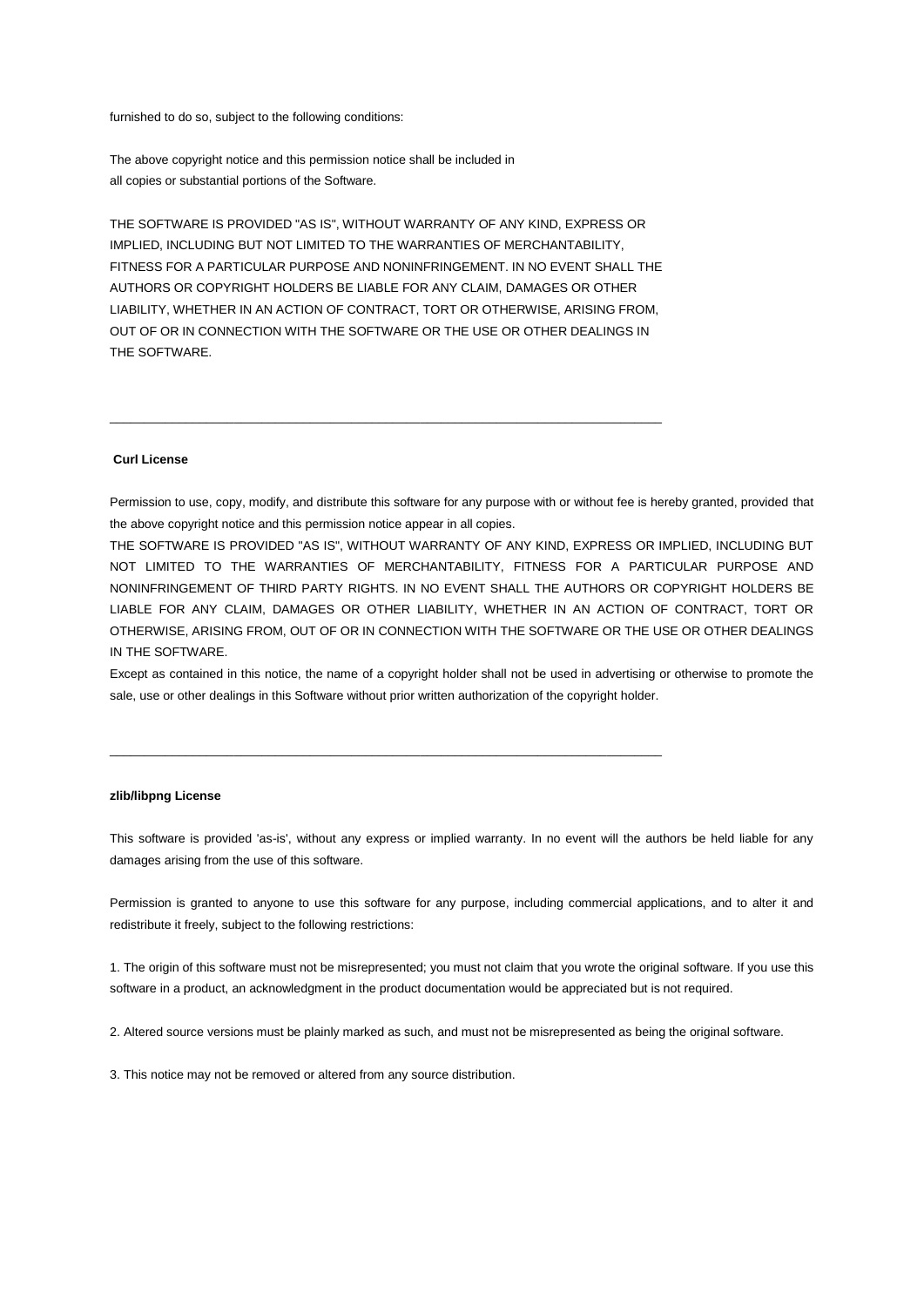furnished to do so, subject to the following conditions:

The above copyright notice and this permission notice shall be included in all copies or substantial portions of the Software.

THE SOFTWARE IS PROVIDED "AS IS", WITHOUT WARRANTY OF ANY KIND, EXPRESS OR IMPLIED, INCLUDING BUT NOT LIMITED TO THE WARRANTIES OF MERCHANTABILITY, FITNESS FOR A PARTICULAR PURPOSE AND NONINFRINGEMENT. IN NO EVENT SHALL THE AUTHORS OR COPYRIGHT HOLDERS BE LIABLE FOR ANY CLAIM, DAMAGES OR OTHER LIABILITY, WHETHER IN AN ACTION OF CONTRACT, TORT OR OTHERWISE, ARISING FROM, OUT OF OR IN CONNECTION WITH THE SOFTWARE OR THE USE OR OTHER DEALINGS IN THE SOFTWARE.

---

**Curl License**

Permission to use, copy, modify, and distribute this software for any purpose with or without fee is hereby granted, provided that the above copyright notice and this permission notice appear in all copies.

THE SOFTWARE IS PROVIDED "AS IS", WITHOUT WARRANTY OF ANY KIND, EXPRESS OR IMPLIED, INCLUDING BUT NOT LIMITED TO THE WARRANTIES OF MERCHANTABILITY, FITNESS FOR A PARTICULAR PURPOSE AND NONINFRINGEMENT OF THIRD PARTY RIGHTS. IN NO EVENT SHALL THE AUTHORS OR COPYRIGHT HOLDERS BE LIABLE FOR ANY CLAIM, DAMAGES OR OTHER LIABILITY, WHETHER IN AN ACTION OF CONTRACT, TORT OR OTHERWISE, ARISING FROM, OUT OF OR IN CONNECTION WITH THE SOFTWARE OR THE USE OR OTHER DEALINGS IN THE SOFTWARE.

Except as contained in this notice, the name of a copyright holder shall not be used in advertising or otherwise to promote the sale, use or other dealings in this Software without prior written authorization of the copyright holder.

---

**zlib/libpng License**

This software is provided 'as-is', without any express or implied warranty. In no event will the authors be held liable for any damages arising from the use of this software.

Permission is granted to anyone to use this software for any purpose, including commercial applications, and to alter it and redistribute it freely, subject to the following restrictions:

1. The origin of this software must not be misrepresented; you must not claim that you wrote the original software. If you use this software in a product, an acknowledgment in the product documentation would be appreciated but is not required.

2. Altered source versions must be plainly marked as such, and must not be misrepresented as being the original software.

3. This notice may not be removed or altered from any source distribution.